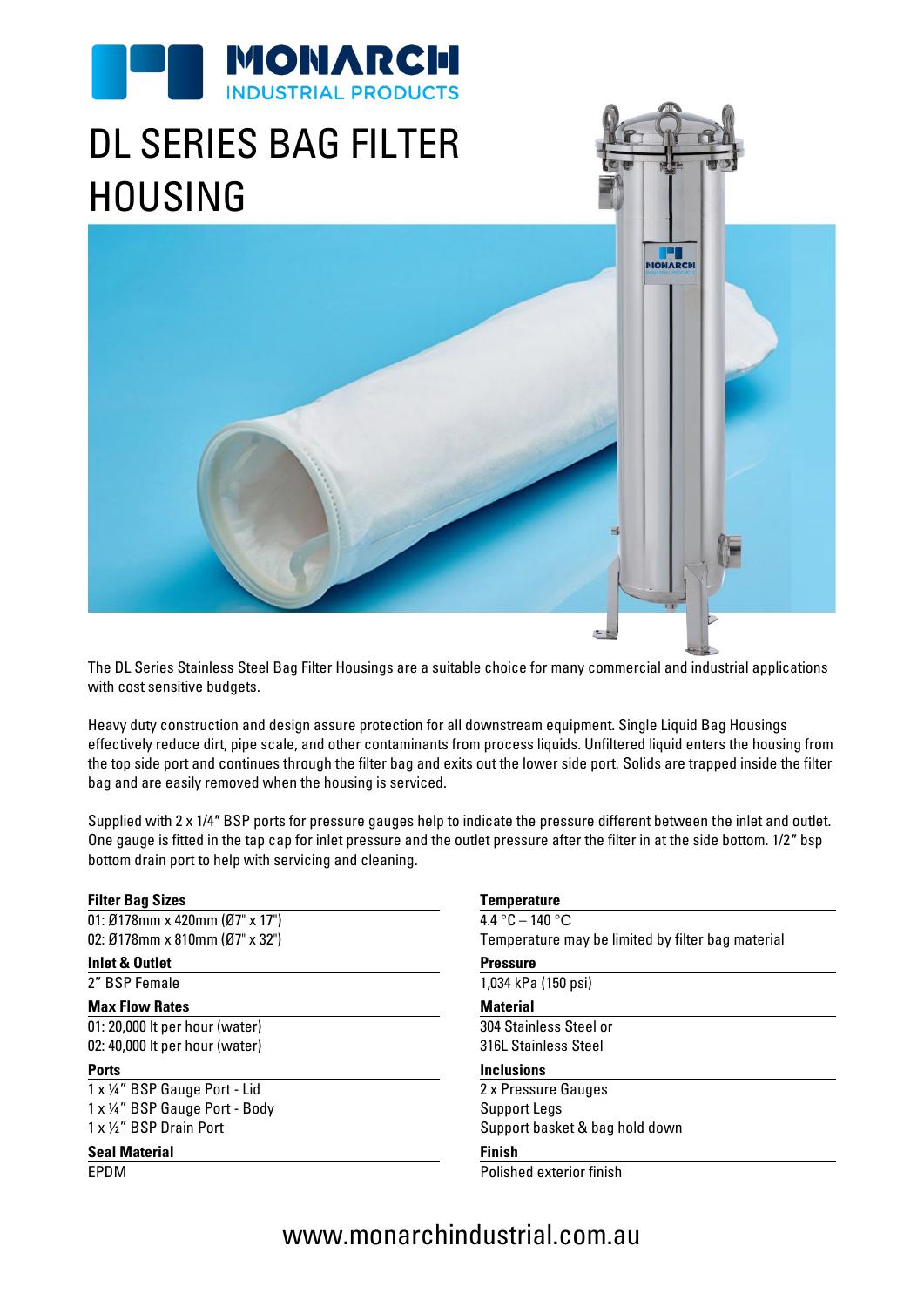MONARCH INDUSTRIAL PRODUCTS

# DL SERIES BAG FILTER HOUSING

The DL Series Stainless Steel Bag Filter Housings are a suitable choice for many commercial and industrial applications with cost sensitive budgets.

Heavy duty construction and design assure protection for all downstream equipment. Single Liquid Bag Housings effectively reduce dirt, pipe scale, and other contaminants from process liquids. Unfiltered liquid enters the housing from the top side port and continues through the filter bag and exits out the lower side port. Solids are trapped inside the filter bag and are easily removed when the housing is serviced.

Supplied with 2 x 1/4″ BSP ports for pressure gauges help to indicate the pressure different between the inlet and outlet. One gauge is fitted in the tap cap for inlet pressure and the outlet pressure after the filter in at the side bottom. 1/2″ bsp bottom drain port to help with servicing and cleaning.

**Filter Bag Sizes**

01: Ø178mm x 420mm (Ø7" x 17")
02: Ø178mm x 810mm (Ø7" x 32")

**Inlet & Outlet**

2" BSP Female

**Max Flow Rates**

01: 20,000 lt per hour (water)
02: 40,000 lt per hour (water)

**Ports**

1 x ¼" BSP Gauge Port - Lid
1 x ¼" BSP Gauge Port - Body
1 x ½" BSP Drain Port

**Seal Material**

EPDM

**Temperature**

4.4 °C – 140 °C
Temperature may be limited by filter bag material

**Pressure**

1,034 kPa (150 psi)

**Material**

304 Stainless Steel or
316L Stainless Steel

**Inclusions**

2 x Pressure Gauges
Support Legs
Support basket & bag hold down

**Finish**

Polished exterior finish

www.monarchindustrial.com.au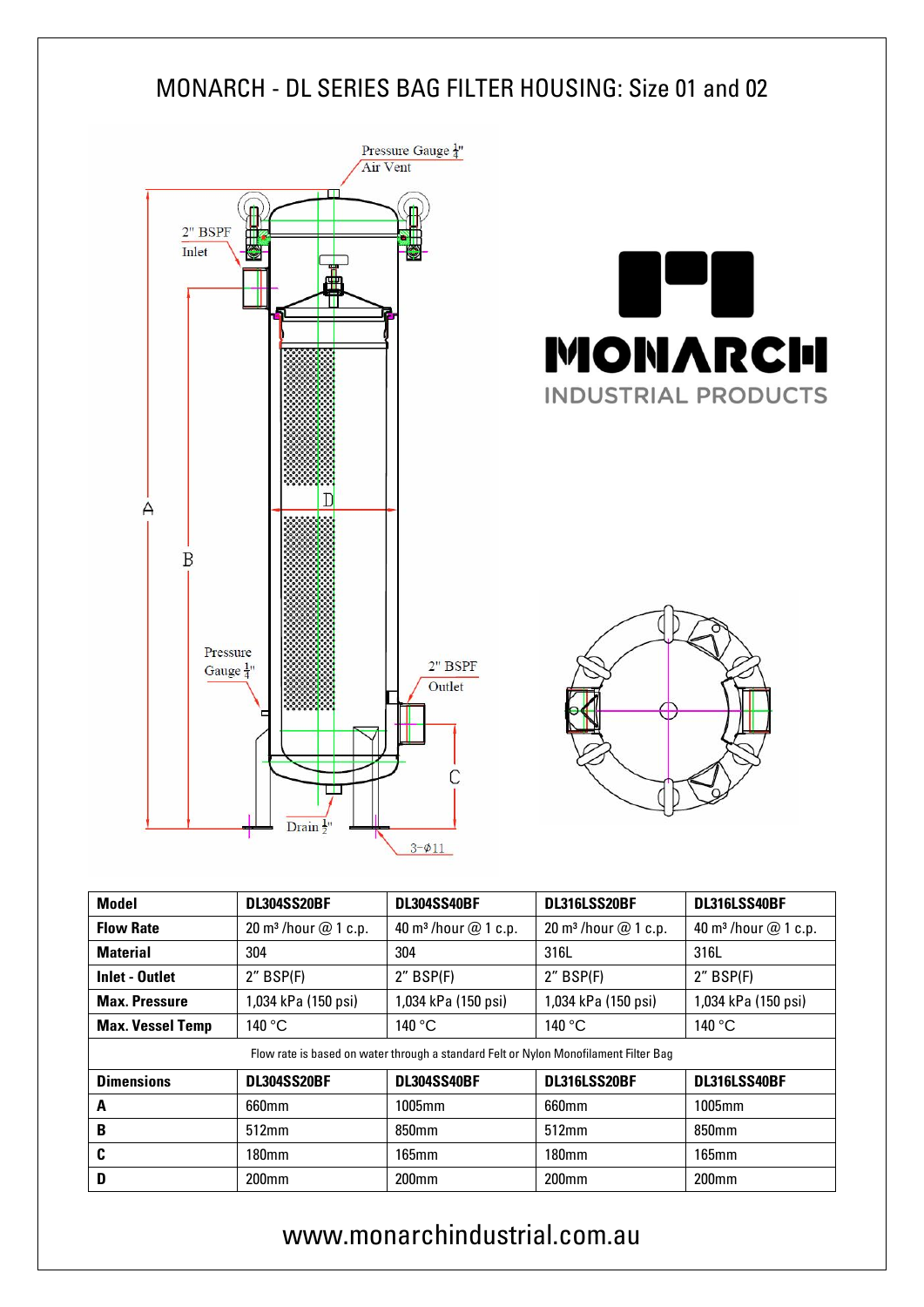# MONARCH - DL SERIES BAG FILTER HOUSING: Size 01 and 02

Pressure Gauge ¼"
Air Vent
2" BSPF
Inlet
A
B
D
Pressure
Gauge ¼"
2" BSPF
Outlet
C
Drain ½"
3-ϕ11

MONARCH
INDUSTRIAL PRODUCTS

| **Model** | **DL304SS20BF** | **DL304SS40BF** | **DL316LSS20BF** | **DL316LSS40BF** |
|---|---|---|---|---|
| **Flow Rate** | 20 m³ /hour @ 1 c.p. | 40 m³ /hour @ 1 c.p. | 20 m³ /hour @ 1 c.p. | 40 m³ /hour @ 1 c.p. |
| **Material** | 304 | 304 | 316L | 316L |
| **Inlet - Outlet** | 2" BSP(F) | 2" BSP(F) | 2" BSP(F) | 2" BSP(F) |
| **Max. Pressure** | 1,034 kPa (150 psi) | 1,034 kPa (150 psi) | 1,034 kPa (150 psi) | 1,034 kPa (150 psi) |
| **Max. Vessel Temp** | 140 °C | 140 °C | 140 °C | 140 °C |
| Flow rate is based on water through a standard Felt or Nylon Monofilament Filter Bag | | | | |
| **Dimensions** | **DL304SS20BF** | **DL304SS40BF** | **DL316LSS20BF** | **DL316LSS40BF** |
| **A** | 660mm | 1005mm | 660mm | 1005mm |
| **B** | 512mm | 850mm | 512mm | 850mm |
| **C** | 180mm | 165mm | 180mm | 165mm |
| **D** | 200mm | 200mm | 200mm | 200mm |

www.monarchindustrial.com.au